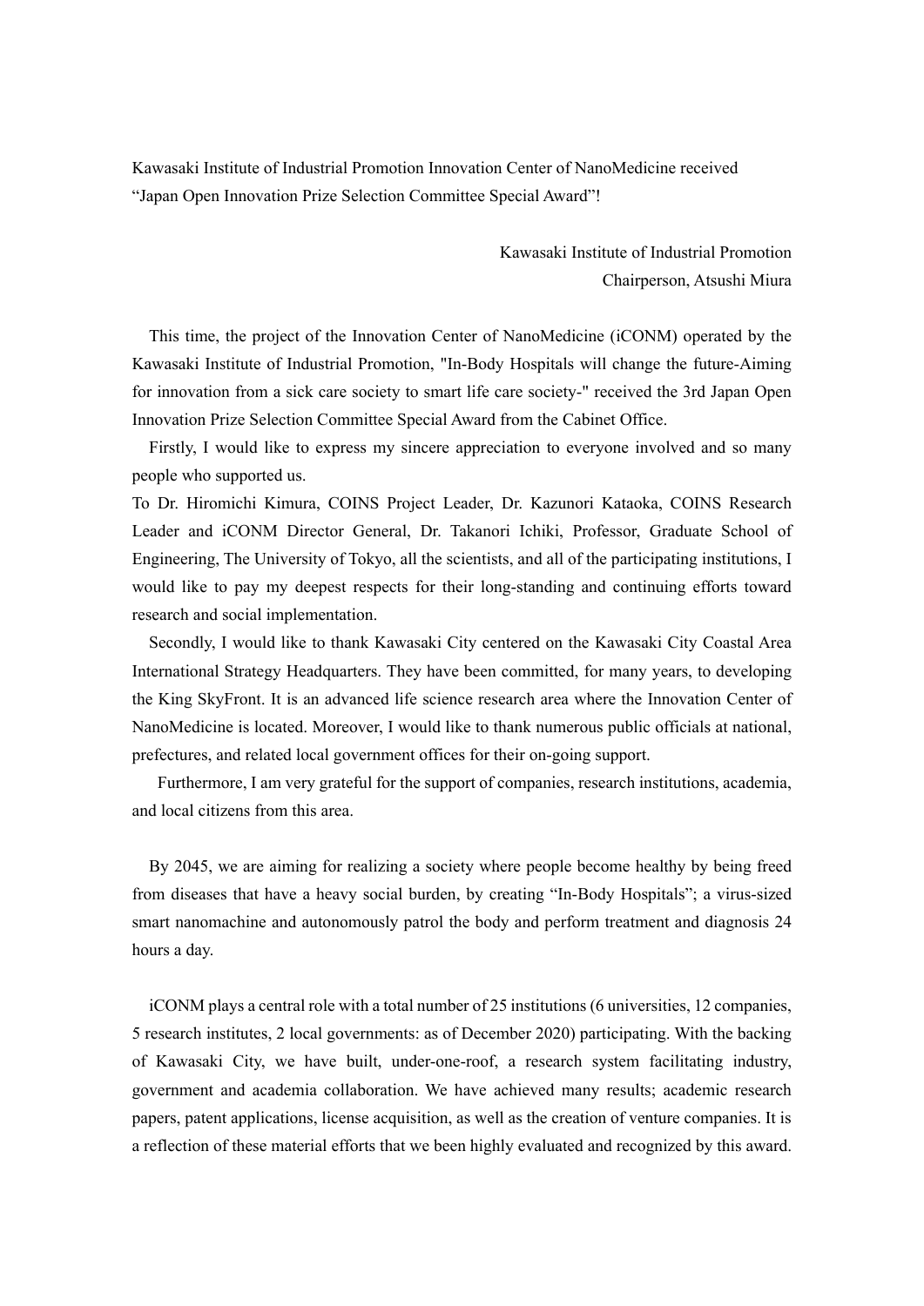Kawasaki Institute of Industrial Promotion Innovation Center of NanoMedicine received “Japan Open Innovation Prize Selection Committee Special Award”!

Kawasaki Institute of Industrial Promotion
Chairperson, Atsushi Miura

This time, the project of the Innovation Center of NanoMedicine (iCONM) operated by the Kawasaki Institute of Industrial Promotion, "In-Body Hospitals will change the future-Aiming for innovation from a sick care society to smart life care society-" received the 3rd Japan Open Innovation Prize Selection Committee Special Award from the Cabinet Office.

Firstly, I would like to express my sincere appreciation to everyone involved and so many people who supported us.

To Dr. Hiromichi Kimura, COINS Project Leader, Dr. Kazunori Kataoka, COINS Research Leader and iCONM Director General, Dr. Takanori Ichiki, Professor, Graduate School of Engineering, The University of Tokyo, all the scientists, and all of the participating institutions, I would like to pay my deepest respects for their long-standing and continuing efforts toward research and social implementation.

Secondly, I would like to thank Kawasaki City centered on the Kawasaki City Coastal Area International Strategy Headquarters. They have been committed, for many years, to developing the King SkyFront. It is an advanced life science research area where the Innovation Center of NanoMedicine is located. Moreover, I would like to thank numerous public officials at national, prefectures, and related local government offices for their on-going support.

Furthermore, I am very grateful for the support of companies, research institutions, academia, and local citizens from this area.

By 2045, we are aiming for realizing a society where people become healthy by being freed from diseases that have a heavy social burden, by creating “In-Body Hospitals”; a virus-sized smart nanomachine and autonomously patrol the body and perform treatment and diagnosis 24 hours a day.

iCONM plays a central role with a total number of 25 institutions (6 universities, 12 companies, 5 research institutes, 2 local governments: as of December 2020) participating. With the backing of Kawasaki City, we have built, under-one-roof, a research system facilitating industry, government and academia collaboration. We have achieved many results; academic research papers, patent applications, license acquisition, as well as the creation of venture companies. It is a reflection of these material efforts that we been highly evaluated and recognized by this award.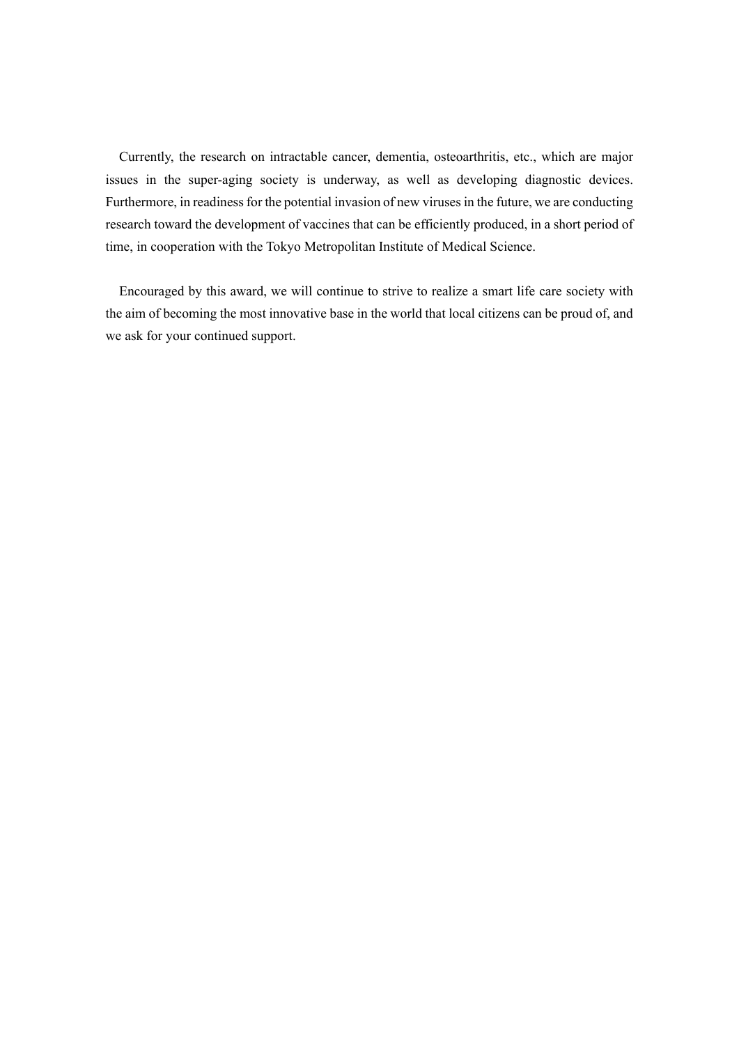Currently, the research on intractable cancer, dementia, osteoarthritis, etc., which are major issues in the super-aging society is underway, as well as developing diagnostic devices. Furthermore, in readiness for the potential invasion of new viruses in the future, we are conducting research toward the development of vaccines that can be efficiently produced, in a short period of time, in cooperation with the Tokyo Metropolitan Institute of Medical Science.

Encouraged by this award, we will continue to strive to realize a smart life care society with the aim of becoming the most innovative base in the world that local citizens can be proud of, and we ask for your continued support.